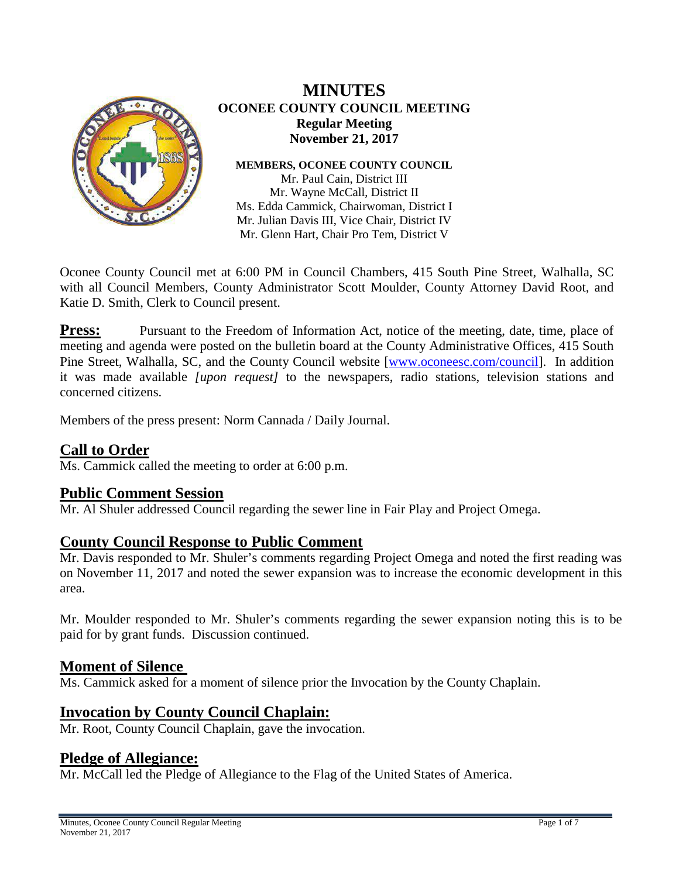# MINUTES

## OCONEE COUNTY COUNCIL MEETING

**Regular Meeting**
**November 21, 2017**

**MEMBERS, OCONEE COUNTY COUNCIL**

Mr. Paul Cain, District III
Mr. Wayne McCall, District II
Ms. Edda Cammick, Chairwoman, District I
Mr. Julian Davis III, Vice Chair, District IV
Mr. Glenn Hart, Chair Pro Tem, District V

Oconee County Council met at 6:00 PM in Council Chambers, 415 South Pine Street, Walhalla, SC with all Council Members, County Administrator Scott Moulder, County Attorney David Root, and Katie D. Smith, Clerk to Council present.

**Press:** Pursuant to the Freedom of Information Act, notice of the meeting, date, time, place of meeting and agenda were posted on the bulletin board at the County Administrative Offices, 415 South Pine Street, Walhalla, SC, and the County Council website [www.oconeesc.com/council]. In addition it was made available *[upon request]* to the newspapers, radio stations, television stations and concerned citizens.

Members of the press present: Norm Cannada / Daily Journal.

## Call to Order

Ms. Cammick called the meeting to order at 6:00 p.m.

## Public Comment Session

Mr. Al Shuler addressed Council regarding the sewer line in Fair Play and Project Omega.

## County Council Response to Public Comment

Mr. Davis responded to Mr. Shuler's comments regarding Project Omega and noted the first reading was on November 11, 2017 and noted the sewer expansion was to increase the economic development in this area.

Mr. Moulder responded to Mr. Shuler's comments regarding the sewer expansion noting this is to be paid for by grant funds. Discussion continued.

## Moment of Silence

Ms. Cammick asked for a moment of silence prior the Invocation by the County Chaplain.

## Invocation by County Council Chaplain:

Mr. Root, County Council Chaplain, gave the invocation.

## Pledge of Allegiance:

Mr. McCall led the Pledge of Allegiance to the Flag of the United States of America.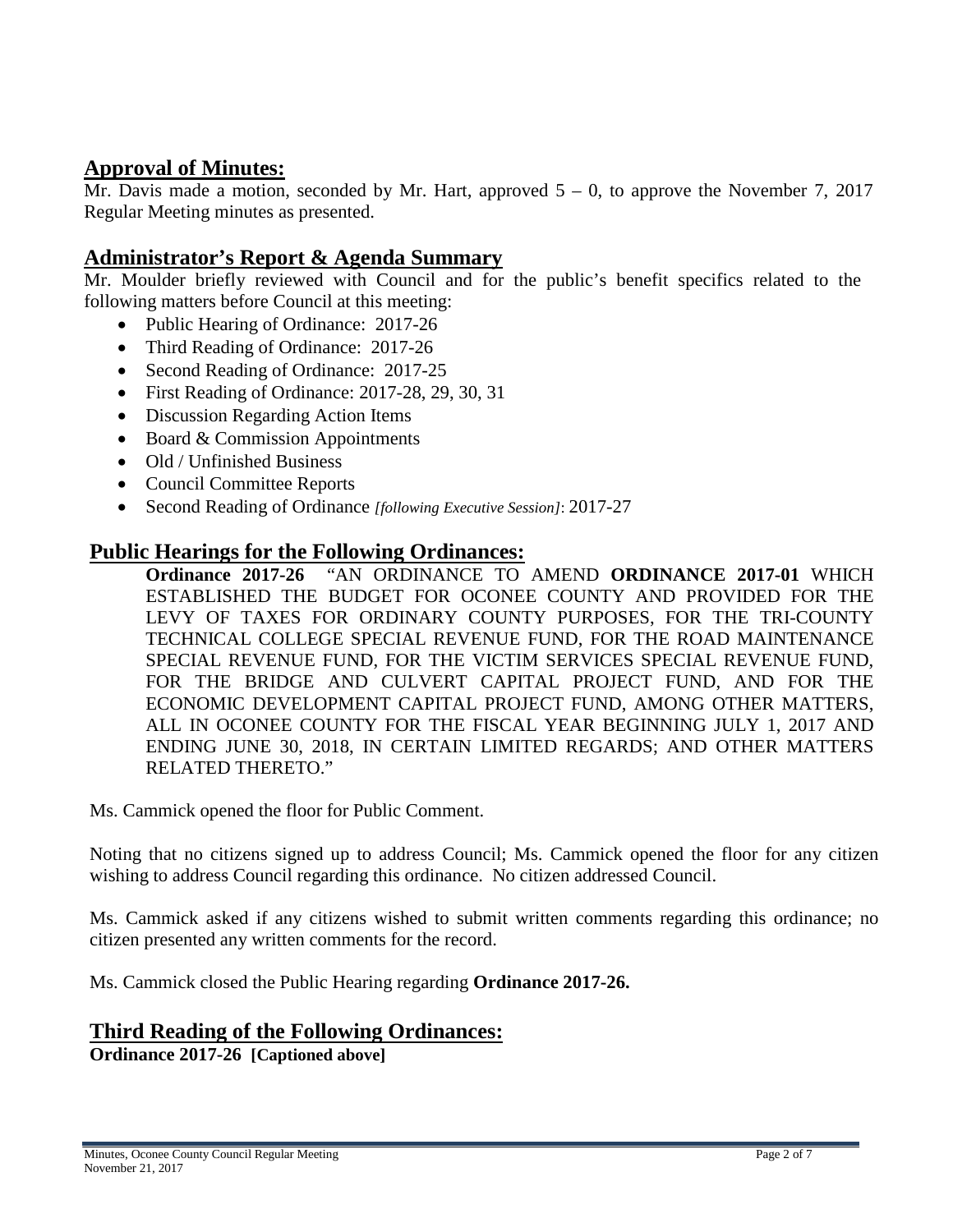## Approval of Minutes:

Mr. Davis made a motion, seconded by Mr. Hart, approved 5 – 0, to approve the November 7, 2017 Regular Meeting minutes as presented.

## Administrator's Report & Agenda Summary

Mr. Moulder briefly reviewed with Council and for the public's benefit specifics related to the following matters before Council at this meeting:

- Public Hearing of Ordinance: 2017-26
- Third Reading of Ordinance: 2017-26
- Second Reading of Ordinance: 2017-25
- First Reading of Ordinance: 2017-28, 29, 30, 31
- Discussion Regarding Action Items
- Board & Commission Appointments
- Old / Unfinished Business
- Council Committee Reports
- Second Reading of Ordinance *[following Executive Session]*: 2017-27

## Public Hearings for the Following Ordinances:

**Ordinance 2017-26** "AN ORDINANCE TO AMEND **ORDINANCE 2017-01** WHICH ESTABLISHED THE BUDGET FOR OCONEE COUNTY AND PROVIDED FOR THE LEVY OF TAXES FOR ORDINARY COUNTY PURPOSES, FOR THE TRI-COUNTY TECHNICAL COLLEGE SPECIAL REVENUE FUND, FOR THE ROAD MAINTENANCE SPECIAL REVENUE FUND, FOR THE VICTIM SERVICES SPECIAL REVENUE FUND, FOR THE BRIDGE AND CULVERT CAPITAL PROJECT FUND, AND FOR THE ECONOMIC DEVELOPMENT CAPITAL PROJECT FUND, AMONG OTHER MATTERS, ALL IN OCONEE COUNTY FOR THE FISCAL YEAR BEGINNING JULY 1, 2017 AND ENDING JUNE 30, 2018, IN CERTAIN LIMITED REGARDS; AND OTHER MATTERS RELATED THERETO."

Ms. Cammick opened the floor for Public Comment.

Noting that no citizens signed up to address Council; Ms. Cammick opened the floor for any citizen wishing to address Council regarding this ordinance. No citizen addressed Council.

Ms. Cammick asked if any citizens wished to submit written comments regarding this ordinance; no citizen presented any written comments for the record.

Ms. Cammick closed the Public Hearing regarding **Ordinance 2017-26.**

## Third Reading of the Following Ordinances:

**Ordinance 2017-26 [Captioned above]**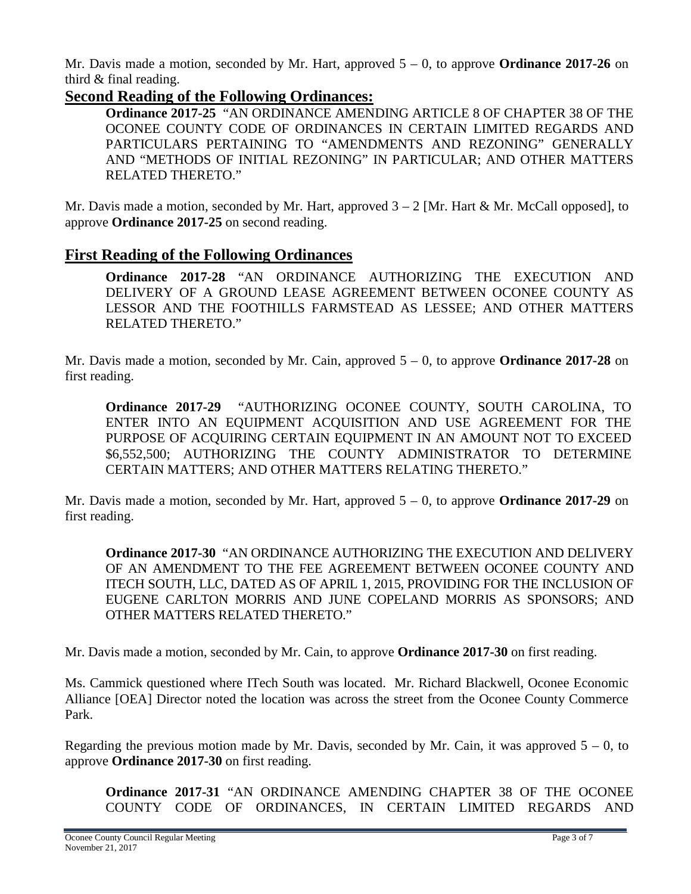Mr. Davis made a motion, seconded by Mr. Hart, approved 5 – 0, to approve **Ordinance 2017-26** on third & final reading.

## Second Reading of the Following Ordinances:

**Ordinance 2017-25** "AN ORDINANCE AMENDING ARTICLE 8 OF CHAPTER 38 OF THE OCONEE COUNTY CODE OF ORDINANCES IN CERTAIN LIMITED REGARDS AND PARTICULARS PERTAINING TO "AMENDMENTS AND REZONING" GENERALLY AND "METHODS OF INITIAL REZONING" IN PARTICULAR; AND OTHER MATTERS RELATED THERETO."

Mr. Davis made a motion, seconded by Mr. Hart, approved 3 – 2 [Mr. Hart & Mr. McCall opposed], to approve **Ordinance 2017-25** on second reading.

## First Reading of the Following Ordinances

**Ordinance 2017-28** "AN ORDINANCE AUTHORIZING THE EXECUTION AND DELIVERY OF A GROUND LEASE AGREEMENT BETWEEN OCONEE COUNTY AS LESSOR AND THE FOOTHILLS FARMSTEAD AS LESSEE; AND OTHER MATTERS RELATED THERETO."

Mr. Davis made a motion, seconded by Mr. Cain, approved 5 – 0, to approve **Ordinance 2017-28** on first reading.

**Ordinance 2017-29** "AUTHORIZING OCONEE COUNTY, SOUTH CAROLINA, TO ENTER INTO AN EQUIPMENT ACQUISITION AND USE AGREEMENT FOR THE PURPOSE OF ACQUIRING CERTAIN EQUIPMENT IN AN AMOUNT NOT TO EXCEED $6,552,500; AUTHORIZING THE COUNTY ADMINISTRATOR TO DETERMINE CERTAIN MATTERS; AND OTHER MATTERS RELATING THERETO."

Mr. Davis made a motion, seconded by Mr. Hart, approved 5 – 0, to approve **Ordinance 2017-29** on first reading.

**Ordinance 2017-30** "AN ORDINANCE AUTHORIZING THE EXECUTION AND DELIVERY OF AN AMENDMENT TO THE FEE AGREEMENT BETWEEN OCONEE COUNTY AND ITECH SOUTH, LLC, DATED AS OF APRIL 1, 2015, PROVIDING FOR THE INCLUSION OF EUGENE CARLTON MORRIS AND JUNE COPELAND MORRIS AS SPONSORS; AND OTHER MATTERS RELATED THERETO."

Mr. Davis made a motion, seconded by Mr. Cain, to approve **Ordinance 2017-30** on first reading.

Ms. Cammick questioned where ITech South was located. Mr. Richard Blackwell, Oconee Economic Alliance [OEA] Director noted the location was across the street from the Oconee County Commerce Park.

Regarding the previous motion made by Mr. Davis, seconded by Mr. Cain, it was approved 5 – 0, to approve **Ordinance 2017-30** on first reading.

**Ordinance 2017-31** "AN ORDINANCE AMENDING CHAPTER 38 OF THE OCONEE COUNTY CODE OF ORDINANCES, IN CERTAIN LIMITED REGARDS AND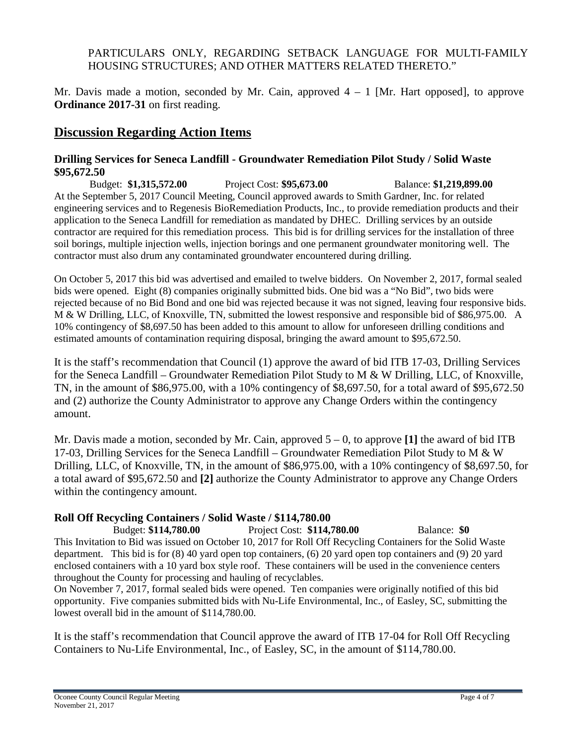PARTICULARS ONLY, REGARDING SETBACK LANGUAGE FOR MULTI-FAMILY HOUSING STRUCTURES; AND OTHER MATTERS RELATED THERETO."

Mr. Davis made a motion, seconded by Mr. Cain, approved 4 – 1 [Mr. Hart opposed], to approve **Ordinance 2017-31** on first reading.

## Discussion Regarding Action Items

### Drilling Services for Seneca Landfill - Groundwater Remediation Pilot Study / Solid Waste $95,672.50

Budget: **$1,315,572.00** Project Cost: **$95,673.00** Balance: **$1,219,899.00**

At the September 5, 2017 Council Meeting, Council approved awards to Smith Gardner, Inc. for related engineering services and to Regenesis BioRemediation Products, Inc., to provide remediation products and their application to the Seneca Landfill for remediation as mandated by DHEC. Drilling services by an outside contractor are required for this remediation process. This bid is for drilling services for the installation of three soil borings, multiple injection wells, injection borings and one permanent groundwater monitoring well. The contractor must also drum any contaminated groundwater encountered during drilling.

On October 5, 2017 this bid was advertised and emailed to twelve bidders. On November 2, 2017, formal sealed bids were opened. Eight (8) companies originally submitted bids. One bid was a "No Bid", two bids were rejected because of no Bid Bond and one bid was rejected because it was not signed, leaving four responsive bids. M & W Drilling, LLC, of Knoxville, TN, submitted the lowest responsive and responsible bid of $86,975.00. A 10% contingency of $8,697.50 has been added to this amount to allow for unforeseen drilling conditions and estimated amounts of contamination requiring disposal, bringing the award amount to $95,672.50.

It is the staff's recommendation that Council (1) approve the award of bid ITB 17-03, Drilling Services for the Seneca Landfill – Groundwater Remediation Pilot Study to M & W Drilling, LLC, of Knoxville, TN, in the amount of $86,975.00, with a 10% contingency of $8,697.50, for a total award of $95,672.50 and (2) authorize the County Administrator to approve any Change Orders within the contingency amount.

Mr. Davis made a motion, seconded by Mr. Cain, approved 5 – 0, to approve **[1]** the award of bid ITB 17-03, Drilling Services for the Seneca Landfill – Groundwater Remediation Pilot Study to M & W Drilling, LLC, of Knoxville, TN, in the amount of $86,975.00, with a 10% contingency of $8,697.50, for a total award of $95,672.50 and **[2]** authorize the County Administrator to approve any Change Orders within the contingency amount.

### Roll Off Recycling Containers / Solid Waste / $114,780.00

Budget: **$114,780.00** Project Cost: **$114,780.00** Balance: **$0**

This Invitation to Bid was issued on October 10, 2017 for Roll Off Recycling Containers for the Solid Waste department. This bid is for (8) 40 yard open top containers, (6) 20 yard open top containers and (9) 20 yard enclosed containers with a 10 yard box style roof. These containers will be used in the convenience centers throughout the County for processing and hauling of recyclables.

On November 7, 2017, formal sealed bids were opened. Ten companies were originally notified of this bid opportunity. Five companies submitted bids with Nu-Life Environmental, Inc., of Easley, SC, submitting the lowest overall bid in the amount of $114,780.00.

It is the staff's recommendation that Council approve the award of ITB 17-04 for Roll Off Recycling Containers to Nu-Life Environmental, Inc., of Easley, SC, in the amount of $114,780.00.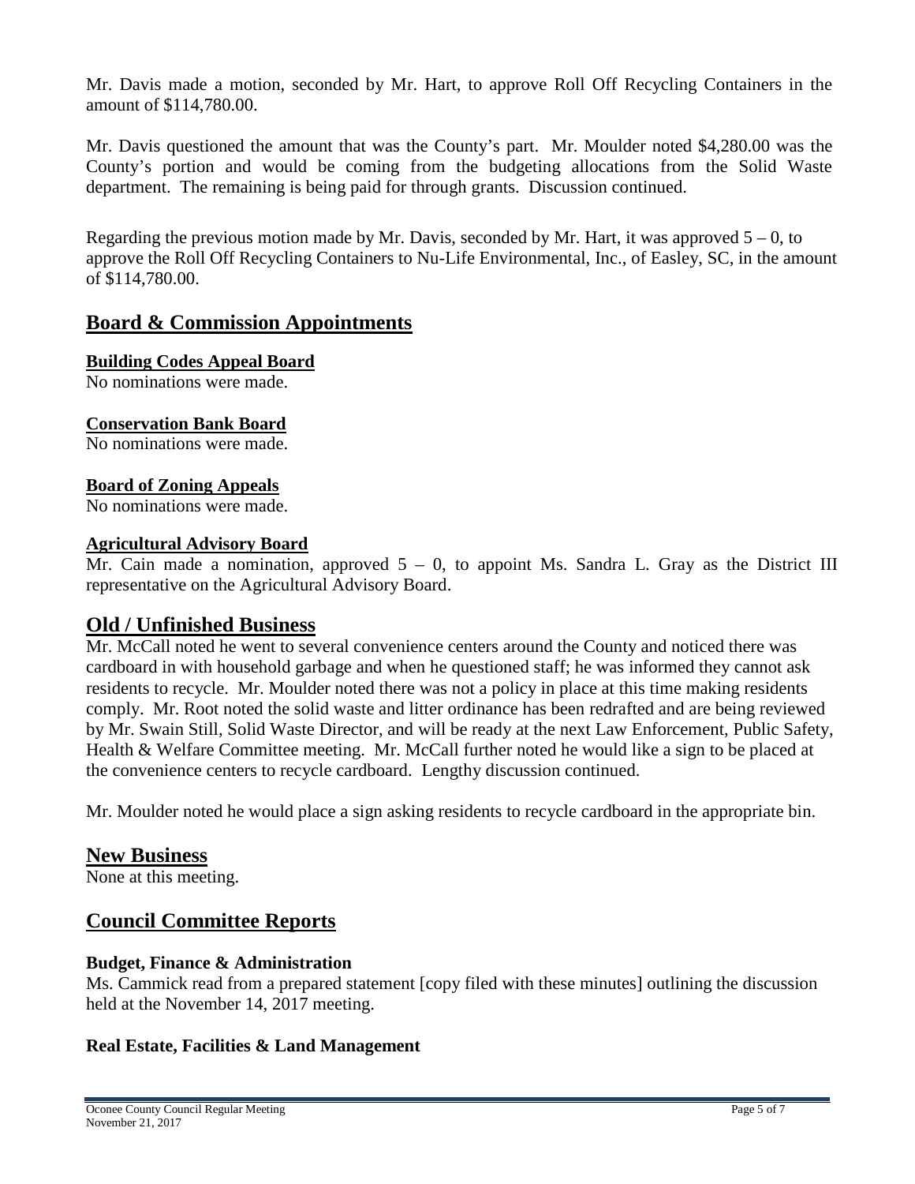Mr. Davis made a motion, seconded by Mr. Hart, to approve Roll Off Recycling Containers in the amount of $114,780.00.

Mr. Davis questioned the amount that was the County's part. Mr. Moulder noted $4,280.00 was the County's portion and would be coming from the budgeting allocations from the Solid Waste department. The remaining is being paid for through grants. Discussion continued.

Regarding the previous motion made by Mr. Davis, seconded by Mr. Hart, it was approved 5 – 0, to approve the Roll Off Recycling Containers to Nu-Life Environmental, Inc., of Easley, SC, in the amount of $114,780.00.

## Board & Commission Appointments

### Building Codes Appeal Board

No nominations were made.

### Conservation Bank Board

No nominations were made.

### Board of Zoning Appeals

No nominations were made.

### Agricultural Advisory Board

Mr. Cain made a nomination, approved 5 – 0, to appoint Ms. Sandra L. Gray as the District III representative on the Agricultural Advisory Board.

## Old / Unfinished Business

Mr. McCall noted he went to several convenience centers around the County and noticed there was cardboard in with household garbage and when he questioned staff; he was informed they cannot ask residents to recycle. Mr. Moulder noted there was not a policy in place at this time making residents comply. Mr. Root noted the solid waste and litter ordinance has been redrafted and are being reviewed by Mr. Swain Still, Solid Waste Director, and will be ready at the next Law Enforcement, Public Safety, Health & Welfare Committee meeting. Mr. McCall further noted he would like a sign to be placed at the convenience centers to recycle cardboard. Lengthy discussion continued.

Mr. Moulder noted he would place a sign asking residents to recycle cardboard in the appropriate bin.

## New Business

None at this meeting.

## Council Committee Reports

### Budget, Finance & Administration

Ms. Cammick read from a prepared statement [copy filed with these minutes] outlining the discussion held at the November 14, 2017 meeting.

### Real Estate, Facilities & Land Management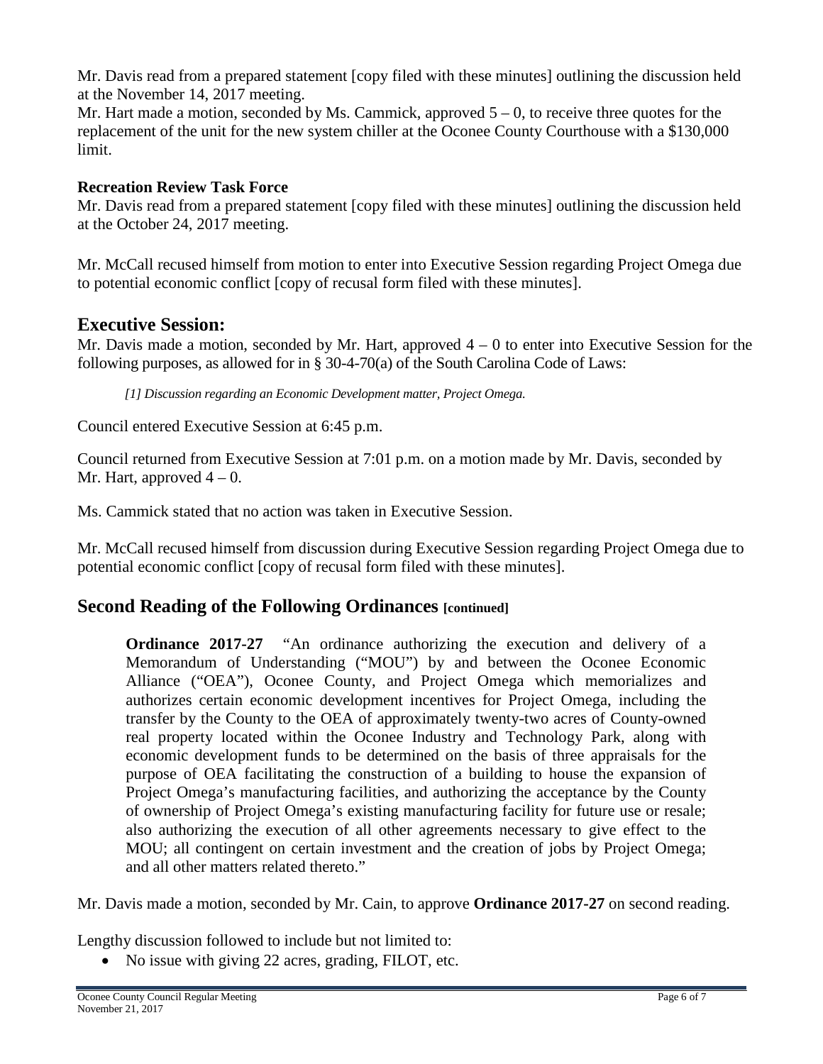Mr. Davis read from a prepared statement [copy filed with these minutes] outlining the discussion held at the November 14, 2017 meeting.

Mr. Hart made a motion, seconded by Ms. Cammick, approved 5 – 0, to receive three quotes for the replacement of the unit for the new system chiller at the Oconee County Courthouse with a $130,000 limit.

**Recreation Review Task Force**

Mr. Davis read from a prepared statement [copy filed with these minutes] outlining the discussion held at the October 24, 2017 meeting.

Mr. McCall recused himself from motion to enter into Executive Session regarding Project Omega due to potential economic conflict [copy of recusal form filed with these minutes].

## Executive Session:

Mr. Davis made a motion, seconded by Mr. Hart, approved 4 – 0 to enter into Executive Session for the following purposes, as allowed for in § 30-4-70(a) of the South Carolina Code of Laws:

> *[1] Discussion regarding an Economic Development matter, Project Omega.*

Council entered Executive Session at 6:45 p.m.

Council returned from Executive Session at 7:01 p.m. on a motion made by Mr. Davis, seconded by Mr. Hart, approved 4 – 0.

Ms. Cammick stated that no action was taken in Executive Session.

Mr. McCall recused himself from discussion during Executive Session regarding Project Omega due to potential economic conflict [copy of recusal form filed with these minutes].

## Second Reading of the Following Ordinances [continued]

> **Ordinance 2017-27** "An ordinance authorizing the execution and delivery of a Memorandum of Understanding ("MOU") by and between the Oconee Economic Alliance ("OEA"), Oconee County, and Project Omega which memorializes and authorizes certain economic development incentives for Project Omega, including the transfer by the County to the OEA of approximately twenty-two acres of County-owned real property located within the Oconee Industry and Technology Park, along with economic development funds to be determined on the basis of three appraisals for the purpose of OEA facilitating the construction of a building to house the expansion of Project Omega's manufacturing facilities, and authorizing the acceptance by the County of ownership of Project Omega's existing manufacturing facility for future use or resale; also authorizing the execution of all other agreements necessary to give effect to the MOU; all contingent on certain investment and the creation of jobs by Project Omega; and all other matters related thereto."

Mr. Davis made a motion, seconded by Mr. Cain, to approve **Ordinance 2017-27** on second reading.

Lengthy discussion followed to include but not limited to:

- No issue with giving 22 acres, grading, FILOT, etc.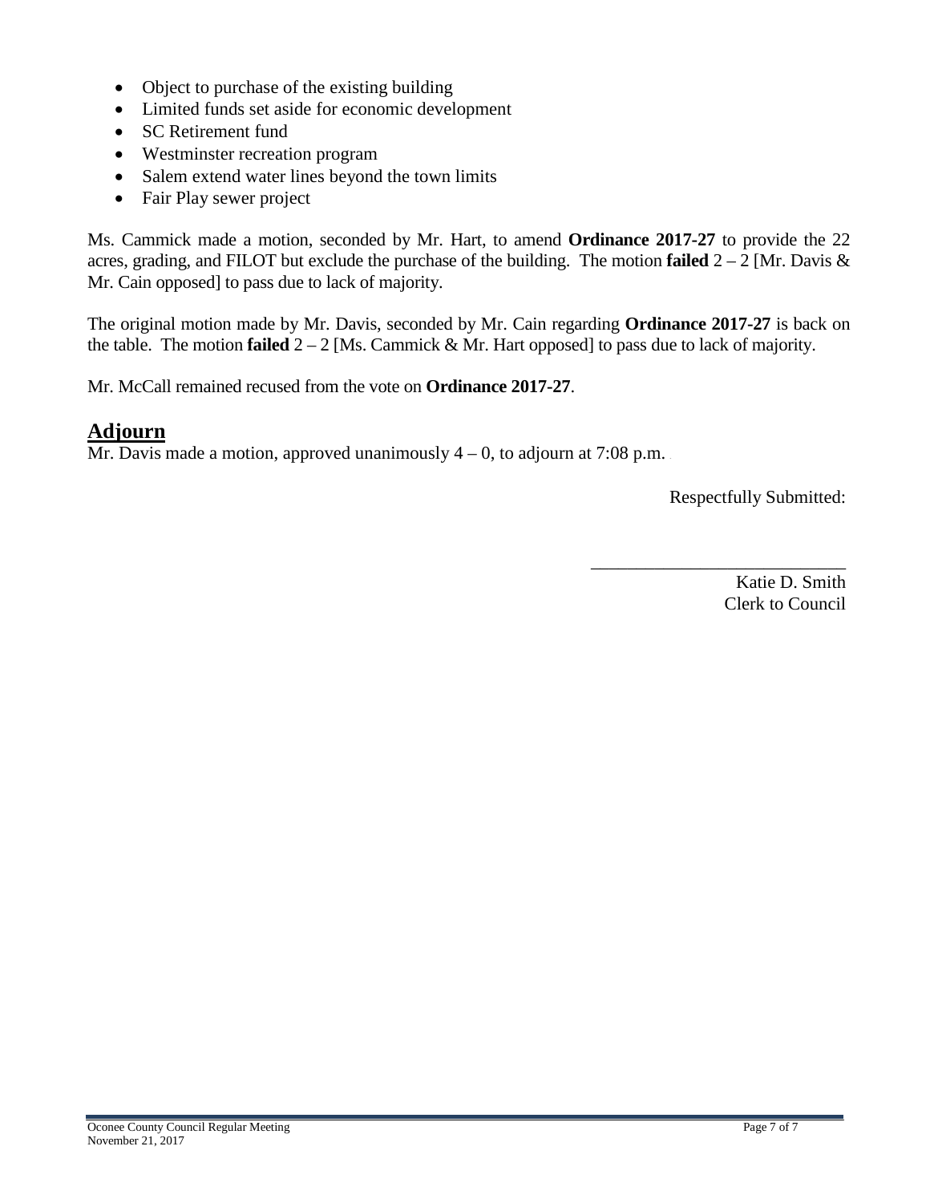- Object to purchase of the existing building
- Limited funds set aside for economic development
- SC Retirement fund
- Westminster recreation program
- Salem extend water lines beyond the town limits
- Fair Play sewer project

Ms. Cammick made a motion, seconded by Mr. Hart, to amend **Ordinance 2017-27** to provide the 22 acres, grading, and FILOT but exclude the purchase of the building. The motion **failed** 2 – 2 [Mr. Davis & Mr. Cain opposed] to pass due to lack of majority.

The original motion made by Mr. Davis, seconded by Mr. Cain regarding **Ordinance 2017-27** is back on the table. The motion **failed** 2 – 2 [Ms. Cammick & Mr. Hart opposed] to pass due to lack of majority.

Mr. McCall remained recused from the vote on **Ordinance 2017-27**.

## Adjourn

Mr. Davis made a motion, approved unanimously 4 – 0, to adjourn at 7:08 p.m.

Respectfully Submitted:

\_\_\_\_\_\_\_\_\_\_\_\_\_\_\_\_\_\_\_\_\_\_\_\_\_\_\_\_

Katie D. Smith
Clerk to Council